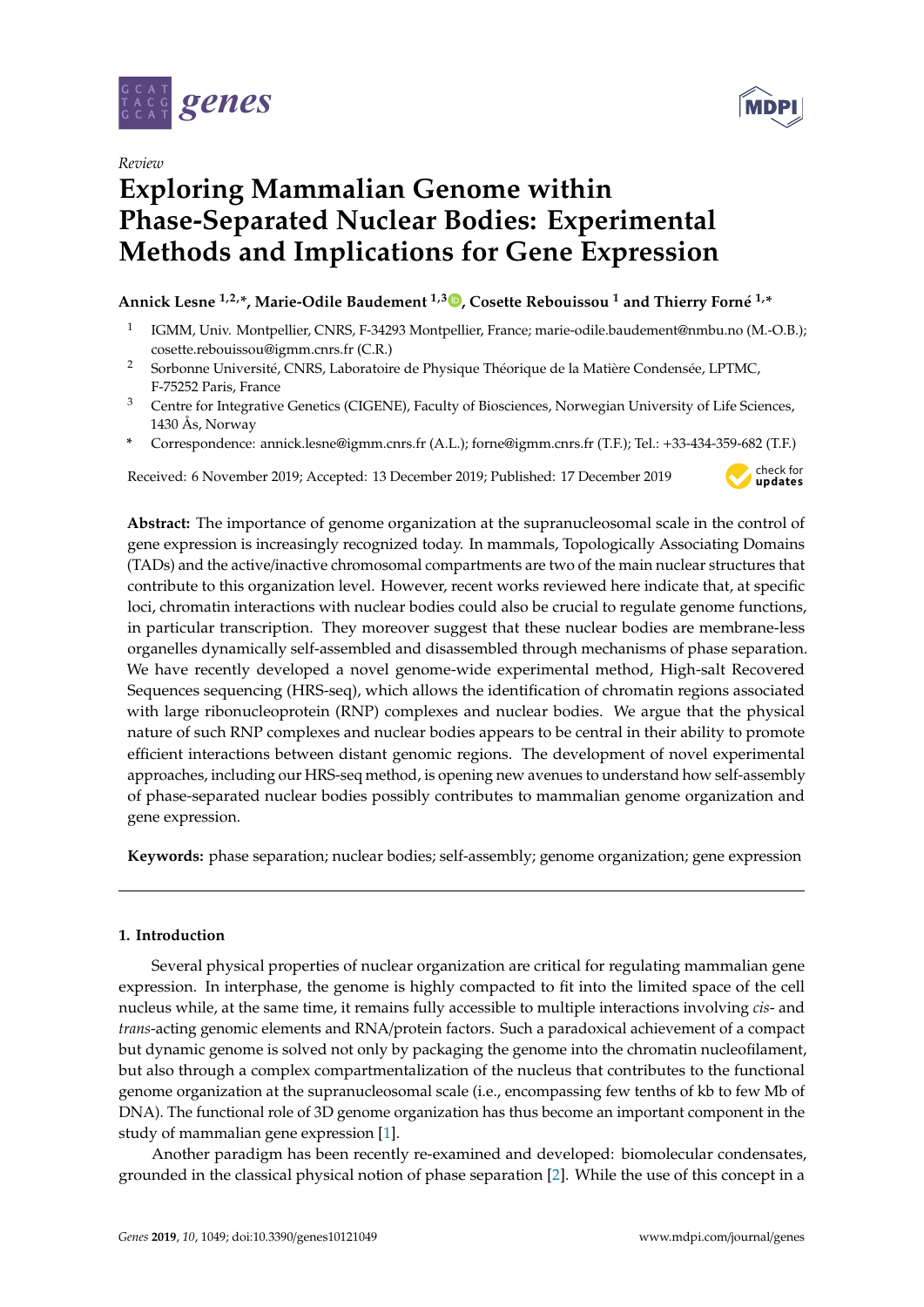*Review*

# Exploring Mammalian Genome within Phase-Separated Nuclear Bodies: Experimental Methods and Implications for Gene Expression

**Annick Lesne [1,2,*], Marie-Odile Baudement [1,3], Cosette Rebouissou [1] and Thierry Forné [1,*]**

1. IGMM, Univ. Montpellier, CNRS, F-34293 Montpellier, France; marie-odile.baudement@nmbu.no (M.-O.B.); cosette.rebouissou@igmm.cnrs.fr (C.R.)
2. Sorbonne Université, CNRS, Laboratoire de Physique Théorique de la Matière Condensée, LPTMC, F-75252 Paris, France
3. Centre for Integrative Genetics (CIGENE), Faculty of Biosciences, Norwegian University of Life Sciences, 1430 Ås, Norway

\* Correspondence: annick.lesne@igmm.cnrs.fr (A.L.); forne@igmm.cnrs.fr (T.F.); Tel.: +33-434-359-682 (T.F.)

Received: 6 November 2019; Accepted: 13 December 2019; Published: 17 December 2019

**Abstract:** The importance of genome organization at the supranucleosomal scale in the control of gene expression is increasingly recognized today. In mammals, Topologically Associating Domains (TADs) and the active/inactive chromosomal compartments are two of the main nuclear structures that contribute to this organization level. However, recent works reviewed here indicate that, at specific loci, chromatin interactions with nuclear bodies could also be crucial to regulate genome functions, in particular transcription. They moreover suggest that these nuclear bodies are membrane-less organelles dynamically self-assembled and disassembled through mechanisms of phase separation. We have recently developed a novel genome-wide experimental method, High-salt Recovered Sequences sequencing (HRS-seq), which allows the identification of chromatin regions associated with large ribonucleoprotein (RNP) complexes and nuclear bodies. We argue that the physical nature of such RNP complexes and nuclear bodies appears to be central in their ability to promote efficient interactions between distant genomic regions. The development of novel experimental approaches, including our HRS-seq method, is opening new avenues to understand how self-assembly of phase-separated nuclear bodies possibly contributes to mammalian genome organization and gene expression.

**Keywords:** phase separation; nuclear bodies; self-assembly; genome organization; gene expression

## 1. Introduction

Several physical properties of nuclear organization are critical for regulating mammalian gene expression. In interphase, the genome is highly compacted to fit into the limited space of the cell nucleus while, at the same time, it remains fully accessible to multiple interactions involving *cis*- and *trans*-acting genomic elements and RNA/protein factors. Such a paradoxical achievement of a compact but dynamic genome is solved not only by packaging the genome into the chromatin nucleofilament, but also through a complex compartmentalization of the nucleus that contributes to the functional genome organization at the supranucleosomal scale (i.e., encompassing few tenths of kb to few Mb of DNA). The functional role of 3D genome organization has thus become an important component in the study of mammalian gene expression [1].

Another paradigm has been recently re-examined and developed: biomolecular condensates, grounded in the classical physical notion of phase separation [2]. While the use of this concept in a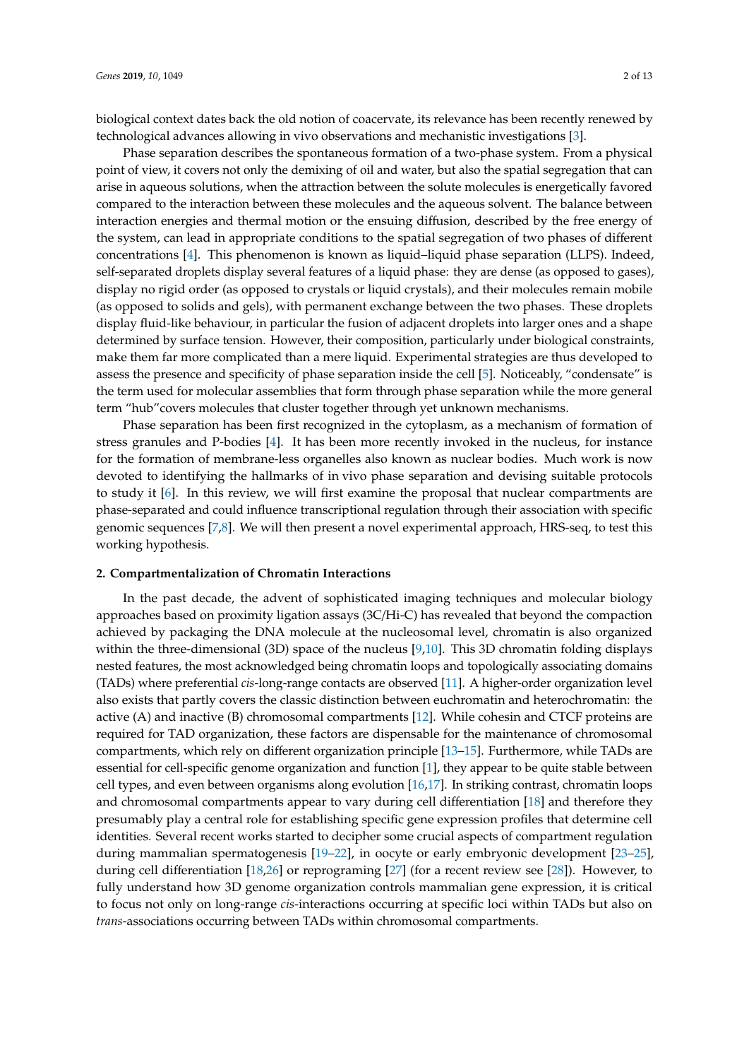biological context dates back the old notion of coacervate, its relevance has been recently renewed by technological advances allowing in vivo observations and mechanistic investigations [3].

Phase separation describes the spontaneous formation of a two-phase system. From a physical point of view, it covers not only the demixing of oil and water, but also the spatial segregation that can arise in aqueous solutions, when the attraction between the solute molecules is energetically favored compared to the interaction between these molecules and the aqueous solvent. The balance between interaction energies and thermal motion or the ensuing diffusion, described by the free energy of the system, can lead in appropriate conditions to the spatial segregation of two phases of different concentrations [4]. This phenomenon is known as liquid–liquid phase separation (LLPS). Indeed, self-separated droplets display several features of a liquid phase: they are dense (as opposed to gases), display no rigid order (as opposed to crystals or liquid crystals), and their molecules remain mobile (as opposed to solids and gels), with permanent exchange between the two phases. These droplets display fluid-like behaviour, in particular the fusion of adjacent droplets into larger ones and a shape determined by surface tension. However, their composition, particularly under biological constraints, make them far more complicated than a mere liquid. Experimental strategies are thus developed to assess the presence and specificity of phase separation inside the cell [5]. Noticeably, "condensate" is the term used for molecular assemblies that form through phase separation while the more general term "hub"covers molecules that cluster together through yet unknown mechanisms.

Phase separation has been first recognized in the cytoplasm, as a mechanism of formation of stress granules and P-bodies [4]. It has been more recently invoked in the nucleus, for instance for the formation of membrane-less organelles also known as nuclear bodies. Much work is now devoted to identifying the hallmarks of in vivo phase separation and devising suitable protocols to study it [6]. In this review, we will first examine the proposal that nuclear compartments are phase-separated and could influence transcriptional regulation through their association with specific genomic sequences [7,8]. We will then present a novel experimental approach, HRS-seq, to test this working hypothesis.

## 2. Compartmentalization of Chromatin Interactions

In the past decade, the advent of sophisticated imaging techniques and molecular biology approaches based on proximity ligation assays (3C/Hi-C) has revealed that beyond the compaction achieved by packaging the DNA molecule at the nucleosomal level, chromatin is also organized within the three-dimensional (3D) space of the nucleus [9,10]. This 3D chromatin folding displays nested features, the most acknowledged being chromatin loops and topologically associating domains (TADs) where preferential *cis*-long-range contacts are observed [11]. A higher-order organization level also exists that partly covers the classic distinction between euchromatin and heterochromatin: the active (A) and inactive (B) chromosomal compartments [12]. While cohesin and CTCF proteins are required for TAD organization, these factors are dispensable for the maintenance of chromosomal compartments, which rely on different organization principle [13–15]. Furthermore, while TADs are essential for cell-specific genome organization and function [1], they appear to be quite stable between cell types, and even between organisms along evolution [16,17]. In striking contrast, chromatin loops and chromosomal compartments appear to vary during cell differentiation [18] and therefore they presumably play a central role for establishing specific gene expression profiles that determine cell identities. Several recent works started to decipher some crucial aspects of compartment regulation during mammalian spermatogenesis [19–22], in oocyte or early embryonic development [23–25], during cell differentiation [18,26] or reprograming [27] (for a recent review see [28]). However, to fully understand how 3D genome organization controls mammalian gene expression, it is critical to focus not only on long-range *cis*-interactions occurring at specific loci within TADs but also on *trans*-associations occurring between TADs within chromosomal compartments.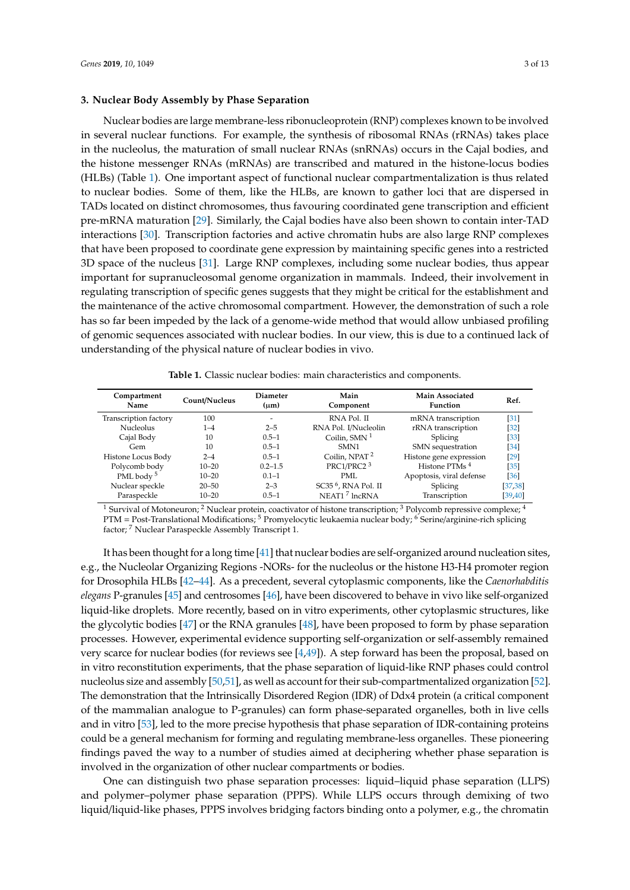## 3. Nuclear Body Assembly by Phase Separation

Nuclear bodies are large membrane-less ribonucleoprotein (RNP) complexes known to be involved in several nuclear functions. For example, the synthesis of ribosomal RNAs (rRNAs) takes place in the nucleolus, the maturation of small nuclear RNAs (snRNAs) occurs in the Cajal bodies, and the histone messenger RNAs (mRNAs) are transcribed and matured in the histone-locus bodies (HLBs) (Table 1). One important aspect of functional nuclear compartmentalization is thus related to nuclear bodies. Some of them, like the HLBs, are known to gather loci that are dispersed in TADs located on distinct chromosomes, thus favouring coordinated gene transcription and efficient pre-mRNA maturation [29]. Similarly, the Cajal bodies have also been shown to contain inter-TAD interactions [30]. Transcription factories and active chromatin hubs are also large RNP complexes that have been proposed to coordinate gene expression by maintaining specific genes into a restricted 3D space of the nucleus [31]. Large RNP complexes, including some nuclear bodies, thus appear important for supranucleosomal genome organization in mammals. Indeed, their involvement in regulating transcription of specific genes suggests that they might be critical for the establishment and the maintenance of the active chromosomal compartment. However, the demonstration of such a role has so far been impeded by the lack of a genome-wide method that would allow unbiased profiling of genomic sequences associated with nuclear bodies. In our view, this is due to a continued lack of understanding of the physical nature of nuclear bodies in vivo.

**Table 1.** Classic nuclear bodies: main characteristics and components.

| Compartment Name | Count/Nucleus | Diameter (μm) | Main Component | Main Associated Function | Ref. |
|---|---|---|---|---|---|
| Transcription factory | 100 | - | RNA Pol. II | mRNA transcription | [31] |
| Nucleolus | 1–4 | 2–5 | RNA Pol. I/Nucleolin | rRNA transcription | [32] |
| Cajal Body | 10 | 0.5–1 | Coilin, SMN [1] | Splicing | [33] |
| Gem | 10 | 0.5–1 | SMN1 | SMN sequestration | [34] |
| Histone Locus Body | 2–4 | 0.5–1 | Coilin, NPAT [2] | Histone gene expression | [29] |
| Polycomb body | 10–20 | 0.2–1.5 | PRC1/PRC2 [3] | Histone PTMs [4] | [35] |
| PML body [5] | 10–20 | 0.1–1 | PML | Apoptosis, viral defense | [36] |
| Nuclear speckle | 20–50 | 2–3 | SC35 [6], RNA Pol. II | Splicing | [37,38] |
| Paraspeckle | 10–20 | 0.5–1 | NEAT1 [7] lncRNA | Transcription | [39,40] |

[1] Survival of Motoneuron; [2] Nuclear protein, coactivator of histone transcription; [3] Polycomb repressive complexe; [4] PTM = Post-Translational Modifications; [5] Promyelocytic leukaemia nuclear body; [6] Serine/arginine-rich splicing factor; [7] Nuclear Paraspeckle Assembly Transcript 1.

It has been thought for a long time [41] that nuclear bodies are self-organized around nucleation sites, e.g., the Nucleolar Organizing Regions -NORs- for the nucleolus or the histone H3-H4 promoter region for Drosophila HLBs [42–44]. As a precedent, several cytoplasmic components, like the *Caenorhabditis elegans* P-granules [45] and centrosomes [46], have been discovered to behave in vivo like self-organized liquid-like droplets. More recently, based on in vitro experiments, other cytoplasmic structures, like the glycolytic bodies [47] or the RNA granules [48], have been proposed to form by phase separation processes. However, experimental evidence supporting self-organization or self-assembly remained very scarce for nuclear bodies (for reviews see [4,49]). A step forward has been the proposal, based on in vitro reconstitution experiments, that the phase separation of liquid-like RNP phases could control nucleolus size and assembly [50,51], as well as account for their sub-compartmentalized organization [52]. The demonstration that the Intrinsically Disordered Region (IDR) of Ddx4 protein (a critical component of the mammalian analogue to P-granules) can form phase-separated organelles, both in live cells and in vitro [53], led to the more precise hypothesis that phase separation of IDR-containing proteins could be a general mechanism for forming and regulating membrane-less organelles. These pioneering findings paved the way to a number of studies aimed at deciphering whether phase separation is involved in the organization of other nuclear compartments or bodies.

One can distinguish two phase separation processes: liquid–liquid phase separation (LLPS) and polymer–polymer phase separation (PPPS). While LLPS occurs through demixing of two liquid/liquid-like phases, PPPS involves bridging factors binding onto a polymer, e.g., the chromatin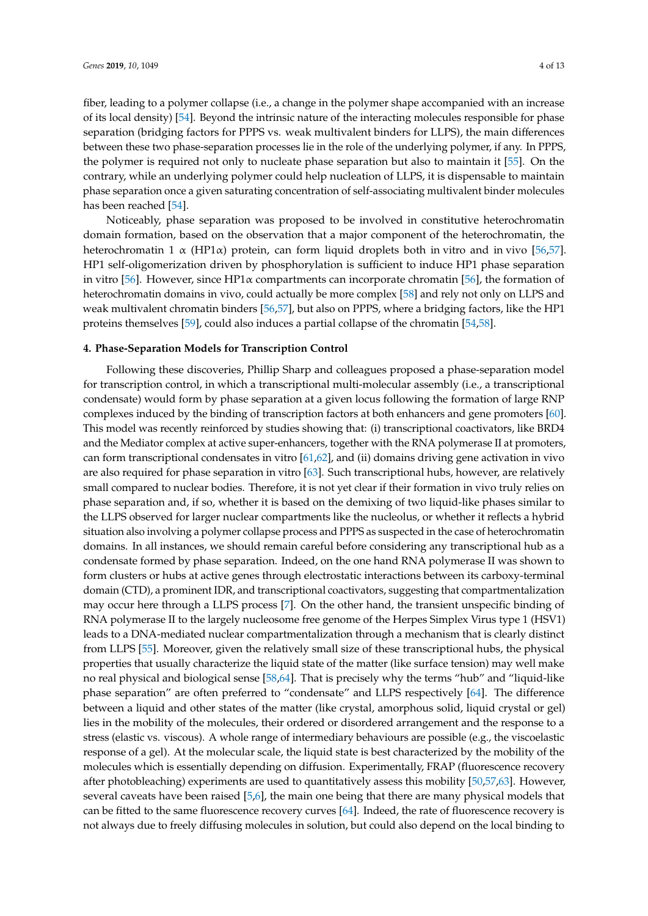fiber, leading to a polymer collapse (i.e., a change in the polymer shape accompanied with an increase of its local density) [54]. Beyond the intrinsic nature of the interacting molecules responsible for phase separation (bridging factors for PPPS vs. weak multivalent binders for LLPS), the main differences between these two phase-separation processes lie in the role of the underlying polymer, if any. In PPPS, the polymer is required not only to nucleate phase separation but also to maintain it [55]. On the contrary, while an underlying polymer could help nucleation of LLPS, it is dispensable to maintain phase separation once a given saturating concentration of self-associating multivalent binder molecules has been reached [54].

Noticeably, phase separation was proposed to be involved in constitutive heterochromatin domain formation, based on the observation that a major component of the heterochromatin, the heterochromatin 1 $\alpha$ (HP1$\alpha$) protein, can form liquid droplets both in vitro and in vivo [56,57]. HP1 self-oligomerization driven by phosphorylation is sufficient to induce HP1 phase separation in vitro [56]. However, since HP1$\alpha$ compartments can incorporate chromatin [56], the formation of heterochromatin domains in vivo, could actually be more complex [58] and rely not only on LLPS and weak multivalent chromatin binders [56,57], but also on PPPS, where a bridging factors, like the HP1 proteins themselves [59], could also induces a partial collapse of the chromatin [54,58].

## 4. Phase-Separation Models for Transcription Control

Following these discoveries, Phillip Sharp and colleagues proposed a phase-separation model for transcription control, in which a transcriptional multi-molecular assembly (i.e., a transcriptional condensate) would form by phase separation at a given locus following the formation of large RNP complexes induced by the binding of transcription factors at both enhancers and gene promoters [60]. This model was recently reinforced by studies showing that: (i) transcriptional coactivators, like BRD4 and the Mediator complex at active super-enhancers, together with the RNA polymerase II at promoters, can form transcriptional condensates in vitro [61,62], and (ii) domains driving gene activation in vivo are also required for phase separation in vitro [63]. Such transcriptional hubs, however, are relatively small compared to nuclear bodies. Therefore, it is not yet clear if their formation in vivo truly relies on phase separation and, if so, whether it is based on the demixing of two liquid-like phases similar to the LLPS observed for larger nuclear compartments like the nucleolus, or whether it reflects a hybrid situation also involving a polymer collapse process and PPPS as suspected in the case of heterochromatin domains. In all instances, we should remain careful before considering any transcriptional hub as a condensate formed by phase separation. Indeed, on the one hand RNA polymerase II was shown to form clusters or hubs at active genes through electrostatic interactions between its carboxy-terminal domain (CTD), a prominent IDR, and transcriptional coactivators, suggesting that compartmentalization may occur here through a LLPS process [7]. On the other hand, the transient unspecific binding of RNA polymerase II to the largely nucleosome free genome of the Herpes Simplex Virus type 1 (HSV1) leads to a DNA-mediated nuclear compartmentalization through a mechanism that is clearly distinct from LLPS [55]. Moreover, given the relatively small size of these transcriptional hubs, the physical properties that usually characterize the liquid state of the matter (like surface tension) may well make no real physical and biological sense [58,64]. That is precisely why the terms "hub" and "liquid-like phase separation" are often preferred to "condensate" and LLPS respectively [64]. The difference between a liquid and other states of the matter (like crystal, amorphous solid, liquid crystal or gel) lies in the mobility of the molecules, their ordered or disordered arrangement and the response to a stress (elastic vs. viscous). A whole range of intermediary behaviours are possible (e.g., the viscoelastic response of a gel). At the molecular scale, the liquid state is best characterized by the mobility of the molecules which is essentially depending on diffusion. Experimentally, FRAP (fluorescence recovery after photobleaching) experiments are used to quantitatively assess this mobility [50,57,63]. However, several caveats have been raised [5,6], the main one being that there are many physical models that can be fitted to the same fluorescence recovery curves [64]. Indeed, the rate of fluorescence recovery is not always due to freely diffusing molecules in solution, but could also depend on the local binding to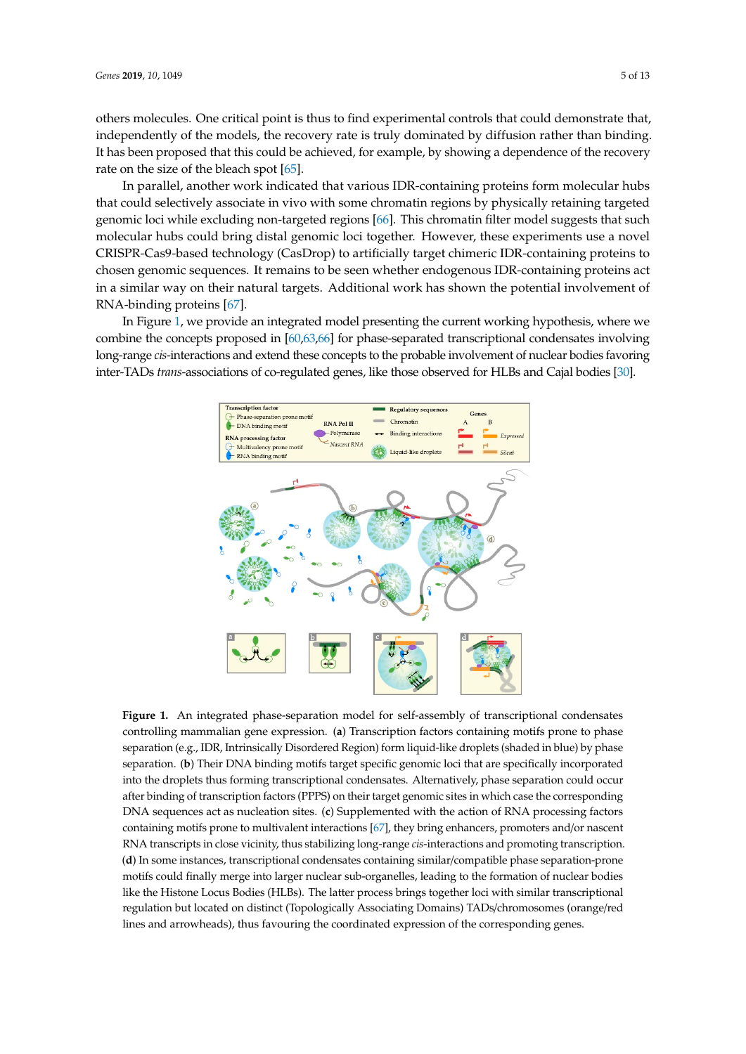others molecules. One critical point is thus to find experimental controls that could demonstrate that, independently of the models, the recovery rate is truly dominated by diffusion rather than binding. It has been proposed that this could be achieved, for example, by showing a dependence of the recovery rate on the size of the bleach spot [65].

In parallel, another work indicated that various IDR-containing proteins form molecular hubs that could selectively associate in vivo with some chromatin regions by physically retaining targeted genomic loci while excluding non-targeted regions [66]. This chromatin filter model suggests that such molecular hubs could bring distal genomic loci together. However, these experiments use a novel CRISPR-Cas9-based technology (CasDrop) to artificially target chimeric IDR-containing proteins to chosen genomic sequences. It remains to be seen whether endogenous IDR-containing proteins act in a similar way on their natural targets. Additional work has shown the potential involvement of RNA-binding proteins [67].

In Figure 1, we provide an integrated model presenting the current working hypothesis, where we combine the concepts proposed in [60,63,66] for phase-separated transcriptional condensates involving long-range *cis*-interactions and extend these concepts to the probable involvement of nuclear bodies favoring inter-TADs *trans*-associations of co-regulated genes, like those observed for HLBs and Cajal bodies [30].

**Figure 1.** An integrated phase-separation model for self-assembly of transcriptional condensates controlling mammalian gene expression. (**a**) Transcription factors containing motifs prone to phase separation (e.g., IDR, Intrinsically Disordered Region) form liquid-like droplets (shaded in blue) by phase separation. (**b**) Their DNA binding motifs target specific genomic loci that are specifically incorporated into the droplets thus forming transcriptional condensates. Alternatively, phase separation could occur after binding of transcription factors (PPPS) on their target genomic sites in which case the corresponding DNA sequences act as nucleation sites. (**c**) Supplemented with the action of RNA processing factors containing motifs prone to multivalent interactions [67], they bring enhancers, promoters and/or nascent RNA transcripts in close vicinity, thus stabilizing long-range *cis*-interactions and promoting transcription. (**d**) In some instances, transcriptional condensates containing similar/compatible phase separation-prone motifs could finally merge into larger nuclear sub-organelles, leading to the formation of nuclear bodies like the Histone Locus Bodies (HLBs). The latter process brings together loci with similar transcriptional regulation but located on distinct (Topologically Associating Domains) TADs/chromosomes (orange/red lines and arrowheads), thus favouring the coordinated expression of the corresponding genes.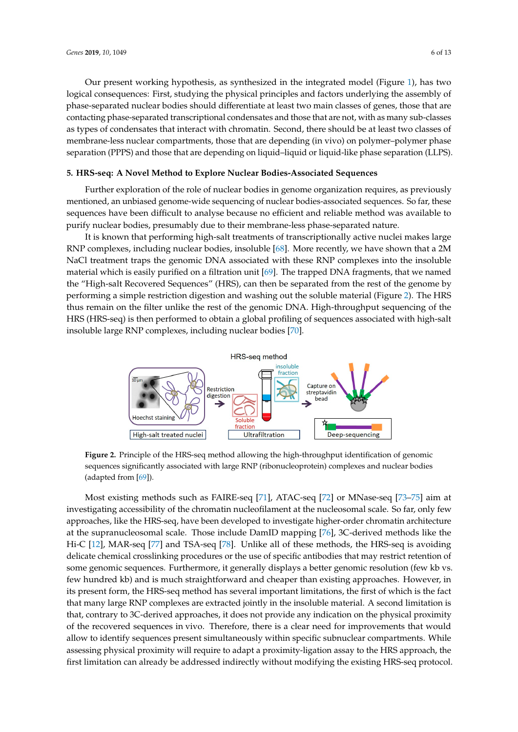Our present working hypothesis, as synthesized in the integrated model (Figure 1), has two logical consequences: First, studying the physical principles and factors underlying the assembly of phase-separated nuclear bodies should differentiate at least two main classes of genes, those that are contacting phase-separated transcriptional condensates and those that are not, with as many sub-classes as types of condensates that interact with chromatin. Second, there should be at least two classes of membrane-less nuclear compartments, those that are depending (in vivo) on polymer–polymer phase separation (PPPS) and those that are depending on liquid–liquid or liquid-like phase separation (LLPS).

## 5. HRS-seq: A Novel Method to Explore Nuclear Bodies-Associated Sequences

Further exploration of the role of nuclear bodies in genome organization requires, as previously mentioned, an unbiased genome-wide sequencing of nuclear bodies-associated sequences. So far, these sequences have been difficult to analyse because no efficient and reliable method was available to purify nuclear bodies, presumably due to their membrane-less phase-separated nature.

It is known that performing high-salt treatments of transcriptionally active nuclei makes large RNP complexes, including nuclear bodies, insoluble [68]. More recently, we have shown that a 2M NaCl treatment traps the genomic DNA associated with these RNP complexes into the insoluble material which is easily purified on a filtration unit [69]. The trapped DNA fragments, that we named the "High-salt Recovered Sequences" (HRS), can then be separated from the rest of the genome by performing a simple restriction digestion and washing out the soluble material (Figure 2). The HRS thus remain on the filter unlike the rest of the genomic DNA. High-throughput sequencing of the HRS (HRS-seq) is then performed to obtain a global profiling of sequences associated with high-salt insoluble large RNP complexes, including nuclear bodies [70].

**Figure 2.** Principle of the HRS-seq method allowing the high-throughput identification of genomic sequences significantly associated with large RNP (ribonucleoprotein) complexes and nuclear bodies (adapted from [69]).

Most existing methods such as FAIRE-seq [71], ATAC-seq [72] or MNase-seq [73–75] aim at investigating accessibility of the chromatin nucleofilament at the nucleosomal scale. So far, only few approaches, like the HRS-seq, have been developed to investigate higher-order chromatin architecture at the supranucleosomal scale. Those include DamID mapping [76], 3C-derived methods like the Hi-C [12], MAR-seq [77] and TSA-seq [78]. Unlike all of these methods, the HRS-seq is avoiding delicate chemical crosslinking procedures or the use of specific antibodies that may restrict retention of some genomic sequences. Furthermore, it generally displays a better genomic resolution (few kb vs. few hundred kb) and is much straightforward and cheaper than existing approaches. However, in its present form, the HRS-seq method has several important limitations, the first of which is the fact that many large RNP complexes are extracted jointly in the insoluble material. A second limitation is that, contrary to 3C-derived approaches, it does not provide any indication on the physical proximity of the recovered sequences in vivo. Therefore, there is a clear need for improvements that would allow to identify sequences present simultaneously within specific subnuclear compartments. While assessing physical proximity will require to adapt a proximity-ligation assay to the HRS approach, the first limitation can already be addressed indirectly without modifying the existing HRS-seq protocol.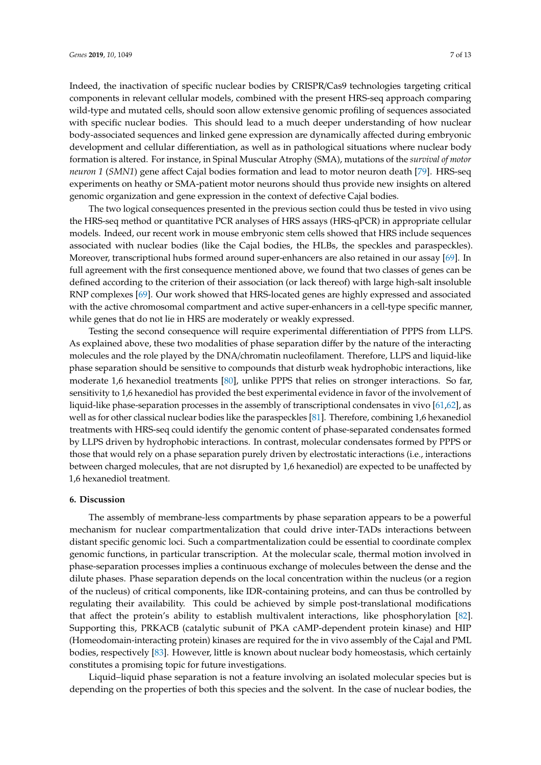Indeed, the inactivation of specific nuclear bodies by CRISPR/Cas9 technologies targeting critical components in relevant cellular models, combined with the present HRS-seq approach comparing wild-type and mutated cells, should soon allow extensive genomic profiling of sequences associated with specific nuclear bodies. This should lead to a much deeper understanding of how nuclear body-associated sequences and linked gene expression are dynamically affected during embryonic development and cellular differentiation, as well as in pathological situations where nuclear body formation is altered. For instance, in Spinal Muscular Atrophy (SMA), mutations of the *survival of motor neuron 1* (*SMN1*) gene affect Cajal bodies formation and lead to motor neuron death [79]. HRS-seq experiments on heathy or SMA-patient motor neurons should thus provide new insights on altered genomic organization and gene expression in the context of defective Cajal bodies.

The two logical consequences presented in the previous section could thus be tested in vivo using the HRS-seq method or quantitative PCR analyses of HRS assays (HRS-qPCR) in appropriate cellular models. Indeed, our recent work in mouse embryonic stem cells showed that HRS include sequences associated with nuclear bodies (like the Cajal bodies, the HLBs, the speckles and paraspeckles). Moreover, transcriptional hubs formed around super-enhancers are also retained in our assay [69]. In full agreement with the first consequence mentioned above, we found that two classes of genes can be defined according to the criterion of their association (or lack thereof) with large high-salt insoluble RNP complexes [69]. Our work showed that HRS-located genes are highly expressed and associated with the active chromosomal compartment and active super-enhancers in a cell-type specific manner, while genes that do not lie in HRS are moderately or weakly expressed.

Testing the second consequence will require experimental differentiation of PPPS from LLPS. As explained above, these two modalities of phase separation differ by the nature of the interacting molecules and the role played by the DNA/chromatin nucleofilament. Therefore, LLPS and liquid-like phase separation should be sensitive to compounds that disturb weak hydrophobic interactions, like moderate 1,6 hexanediol treatments [80], unlike PPPS that relies on stronger interactions. So far, sensitivity to 1,6 hexanediol has provided the best experimental evidence in favor of the involvement of liquid-like phase-separation processes in the assembly of transcriptional condensates in vivo [61,62], as well as for other classical nuclear bodies like the paraspeckles [81]. Therefore, combining 1,6 hexanediol treatments with HRS-seq could identify the genomic content of phase-separated condensates formed by LLPS driven by hydrophobic interactions. In contrast, molecular condensates formed by PPPS or those that would rely on a phase separation purely driven by electrostatic interactions (i.e., interactions between charged molecules, that are not disrupted by 1,6 hexanediol) are expected to be unaffected by 1,6 hexanediol treatment.

## 6. Discussion

The assembly of membrane-less compartments by phase separation appears to be a powerful mechanism for nuclear compartmentalization that could drive inter-TADs interactions between distant specific genomic loci. Such a compartmentalization could be essential to coordinate complex genomic functions, in particular transcription. At the molecular scale, thermal motion involved in phase-separation processes implies a continuous exchange of molecules between the dense and the dilute phases. Phase separation depends on the local concentration within the nucleus (or a region of the nucleus) of critical components, like IDR-containing proteins, and can thus be controlled by regulating their availability. This could be achieved by simple post-translational modifications that affect the protein's ability to establish multivalent interactions, like phosphorylation [82]. Supporting this, PRKACB (catalytic subunit of PKA cAMP-dependent protein kinase) and HIP (Homeodomain-interacting protein) kinases are required for the in vivo assembly of the Cajal and PML bodies, respectively [83]. However, little is known about nuclear body homeostasis, which certainly constitutes a promising topic for future investigations.

Liquid–liquid phase separation is not a feature involving an isolated molecular species but is depending on the properties of both this species and the solvent. In the case of nuclear bodies, the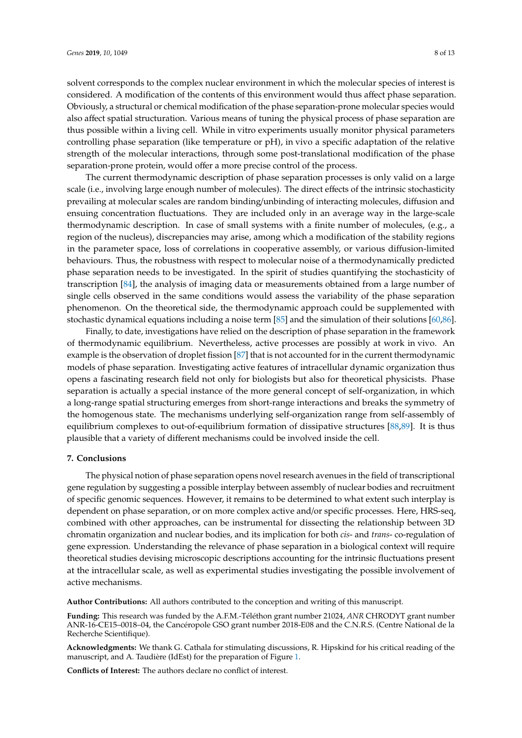solvent corresponds to the complex nuclear environment in which the molecular species of interest is considered. A modification of the contents of this environment would thus affect phase separation. Obviously, a structural or chemical modification of the phase separation-prone molecular species would also affect spatial structuration. Various means of tuning the physical process of phase separation are thus possible within a living cell. While in vitro experiments usually monitor physical parameters controlling phase separation (like temperature or pH), in vivo a specific adaptation of the relative strength of the molecular interactions, through some post-translational modification of the phase separation-prone protein, would offer a more precise control of the process.

The current thermodynamic description of phase separation processes is only valid on a large scale (i.e., involving large enough number of molecules). The direct effects of the intrinsic stochasticity prevailing at molecular scales are random binding/unbinding of interacting molecules, diffusion and ensuing concentration fluctuations. They are included only in an average way in the large-scale thermodynamic description. In case of small systems with a finite number of molecules, (e.g., a region of the nucleus), discrepancies may arise, among which a modification of the stability regions in the parameter space, loss of correlations in cooperative assembly, or various diffusion-limited behaviours. Thus, the robustness with respect to molecular noise of a thermodynamically predicted phase separation needs to be investigated. In the spirit of studies quantifying the stochasticity of transcription [84], the analysis of imaging data or measurements obtained from a large number of single cells observed in the same conditions would assess the variability of the phase separation phenomenon. On the theoretical side, the thermodynamic approach could be supplemented with stochastic dynamical equations including a noise term [85] and the simulation of their solutions [60,86].

Finally, to date, investigations have relied on the description of phase separation in the framework of thermodynamic equilibrium. Nevertheless, active processes are possibly at work in vivo. An example is the observation of droplet fission [87] that is not accounted for in the current thermodynamic models of phase separation. Investigating active features of intracellular dynamic organization thus opens a fascinating research field not only for biologists but also for theoretical physicists. Phase separation is actually a special instance of the more general concept of self-organization, in which a long-range spatial structuring emerges from short-range interactions and breaks the symmetry of the homogenous state. The mechanisms underlying self-organization range from self-assembly of equilibrium complexes to out-of-equilibrium formation of dissipative structures [88,89]. It is thus plausible that a variety of different mechanisms could be involved inside the cell.

## 7. Conclusions

The physical notion of phase separation opens novel research avenues in the field of transcriptional gene regulation by suggesting a possible interplay between assembly of nuclear bodies and recruitment of specific genomic sequences. However, it remains to be determined to what extent such interplay is dependent on phase separation, or on more complex active and/or specific processes. Here, HRS-seq, combined with other approaches, can be instrumental for dissecting the relationship between 3D chromatin organization and nuclear bodies, and its implication for both *cis*- and *trans*- co-regulation of gene expression. Understanding the relevance of phase separation in a biological context will require theoretical studies devising microscopic descriptions accounting for the intrinsic fluctuations present at the intracellular scale, as well as experimental studies investigating the possible involvement of active mechanisms.

**Author Contributions:** All authors contributed to the conception and writing of this manuscript.

**Funding:** This research was funded by the A.F.M.-Téléthon grant number 21024, *ANR* CHRODYT grant number ANR-16-CE15–0018–04, the Cancéropole GSO grant number 2018-E08 and the C.N.R.S. (Centre National de la Recherche Scientifique).

**Acknowledgments:** We thank G. Cathala for stimulating discussions, R. Hipskind for his critical reading of the manuscript, and A. Taudière (IdEst) for the preparation of Figure 1.

**Conflicts of Interest:** The authors declare no conflict of interest.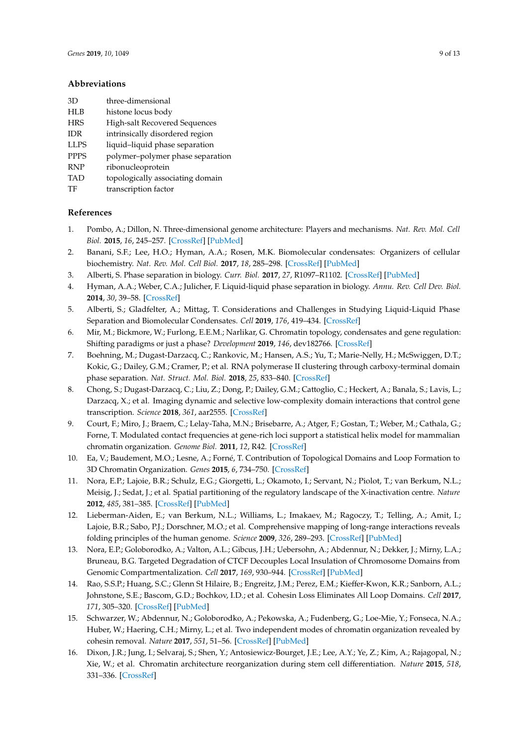## Abbreviations

| | |
|---|---|
| 3D | three-dimensional |
| HLB | histone locus body |
| HRS | High-salt Recovered Sequences |
| IDR | intrinsically disordered region |
| LLPS | liquid–liquid phase separation |
| PPPS | polymer–polymer phase separation |
| RNP | ribonucleoprotein |
| TAD | topologically associating domain |
| TF | transcription factor |

## References

1. Pombo, A.; Dillon, N. Three-dimensional genome architecture: Players and mechanisms. *Nat. Rev. Mol. Cell Biol.* **2015**, *16*, 245–257. [CrossRef] [PubMed]
2. Banani, S.F.; Lee, H.O.; Hyman, A.A.; Rosen, M.K. Biomolecular condensates: Organizers of cellular biochemistry. *Nat. Rev. Mol. Cell Biol.* **2017**, *18*, 285–298. [CrossRef] [PubMed]
3. Alberti, S. Phase separation in biology. *Curr. Biol.* **2017**, *27*, R1097–R1102. [CrossRef] [PubMed]
4. Hyman, A.A.; Weber, C.A.; Julicher, F. Liquid-liquid phase separation in biology. *Annu. Rev. Cell Dev. Biol.* **2014**, *30*, 39–58. [CrossRef]
5. Alberti, S.; Gladfelter, A.; Mittag, T. Considerations and Challenges in Studying Liquid-Liquid Phase Separation and Biomolecular Condensates. *Cell* **2019**, *176*, 419–434. [CrossRef]
6. Mir, M.; Bickmore, W.; Furlong, E.E.M.; Narlikar, G. Chromatin topology, condensates and gene regulation: Shifting paradigms or just a phase? *Development* **2019**, *146*, dev182766. [CrossRef]
7. Boehning, M.; Dugast-Darzacq, C.; Rankovic, M.; Hansen, A.S.; Yu, T.; Marie-Nelly, H.; McSwiggen, D.T.; Kokic, G.; Dailey, G.M.; Cramer, P.; et al. RNA polymerase II clustering through carboxy-terminal domain phase separation. *Nat. Struct. Mol. Biol.* **2018**, *25*, 833–840. [CrossRef]
8. Chong, S.; Dugast-Darzacq, C.; Liu, Z.; Dong, P.; Dailey, G.M.; Cattoglio, C.; Heckert, A.; Banala, S.; Lavis, L.; Darzacq, X.; et al. Imaging dynamic and selective low-complexity domain interactions that control gene transcription. *Science* **2018**, *361*, aar2555. [CrossRef]
9. Court, F.; Miro, J.; Braem, C.; Lelay-Taha, M.N.; Brisebarre, A.; Atger, F.; Gostan, T.; Weber, M.; Cathala, G.; Forne, T. Modulated contact frequencies at gene-rich loci support a statistical helix model for mammalian chromatin organization. *Genome Biol.* **2011**, *12*, R42. [CrossRef]
10. Ea, V.; Baudement, M.O.; Lesne, A.; Forné, T. Contribution of Topological Domains and Loop Formation to 3D Chromatin Organization. *Genes* **2015**, *6*, 734–750. [CrossRef]
11. Nora, E.P.; Lajoie, B.R.; Schulz, E.G.; Giorgetti, L.; Okamoto, I.; Servant, N.; Piolot, T.; van Berkum, N.L.; Meisig, J.; Sedat, J.; et al. Spatial partitioning of the regulatory landscape of the X-inactivation centre. *Nature* **2012**, *485*, 381–385. [CrossRef] [PubMed]
12. Lieberman-Aiden, E.; van Berkum, N.L.; Williams, L.; Imakaev, M.; Ragoczy, T.; Telling, A.; Amit, I.; Lajoie, B.R.; Sabo, P.J.; Dorschner, M.O.; et al. Comprehensive mapping of long-range interactions reveals folding principles of the human genome. *Science* **2009**, *326*, 289–293. [CrossRef] [PubMed]
13. Nora, E.P.; Goloborodko, A.; Valton, A.L.; Gibcus, J.H.; Uebersohn, A.; Abdennur, N.; Dekker, J.; Mirny, L.A.; Bruneau, B.G. Targeted Degradation of CTCF Decouples Local Insulation of Chromosome Domains from Genomic Compartmentalization. *Cell* **2017**, *169*, 930–944. [CrossRef] [PubMed]
14. Rao, S.S.P.; Huang, S.C.; Glenn St Hilaire, B.; Engreitz, J.M.; Perez, E.M.; Kieffer-Kwon, K.R.; Sanborn, A.L.; Johnstone, S.E.; Bascom, G.D.; Bochkov, I.D.; et al. Cohesin Loss Eliminates All Loop Domains. *Cell* **2017**, *171*, 305–320. [CrossRef] [PubMed]
15. Schwarzer, W.; Abdennur, N.; Goloborodko, A.; Pekowska, A.; Fudenberg, G.; Loe-Mie, Y.; Fonseca, N.A.; Huber, W.; Haering, C.H.; Mirny, L.; et al. Two independent modes of chromatin organization revealed by cohesin removal. *Nature* **2017**, *551*, 51–56. [CrossRef] [PubMed]
16. Dixon, J.R.; Jung, I.; Selvaraj, S.; Shen, Y.; Antosiewicz-Bourget, J.E.; Lee, A.Y.; Ye, Z.; Kim, A.; Rajagopal, N.; Xie, W.; et al. Chromatin architecture reorganization during stem cell differentiation. *Nature* **2015**, *518*, 331–336. [CrossRef]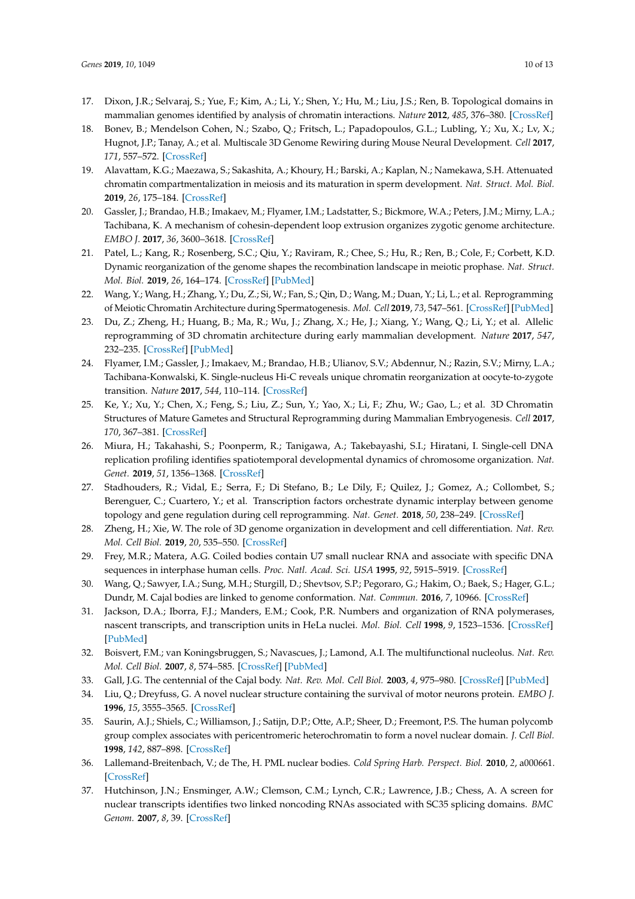17. Dixon, J.R.; Selvaraj, S.; Yue, F.; Kim, A.; Li, Y.; Shen, Y.; Hu, M.; Liu, J.S.; Ren, B. Topological domains in mammalian genomes identified by analysis of chromatin interactions. *Nature* **2012**, *485*, 376–380. [CrossRef]
18. Bonev, B.; Mendelson Cohen, N.; Szabo, Q.; Fritsch, L.; Papadopoulos, G.L.; Lubling, Y.; Xu, X.; Lv, X.; Hugnot, J.P.; Tanay, A.; et al. Multiscale 3D Genome Rewiring during Mouse Neural Development. *Cell* **2017**, *171*, 557–572. [CrossRef]
19. Alavattam, K.G.; Maezawa, S.; Sakashita, A.; Khoury, H.; Barski, A.; Kaplan, N.; Namekawa, S.H. Attenuated chromatin compartmentalization in meiosis and its maturation in sperm development. *Nat. Struct. Mol. Biol.* **2019**, *26*, 175–184. [CrossRef]
20. Gassler, J.; Brandao, H.B.; Imakaev, M.; Flyamer, I.M.; Ladstatter, S.; Bickmore, W.A.; Peters, J.M.; Mirny, L.A.; Tachibana, K. A mechanism of cohesin-dependent loop extrusion organizes zygotic genome architecture. *EMBO J.* **2017**, *36*, 3600–3618. [CrossRef]
21. Patel, L.; Kang, R.; Rosenberg, S.C.; Qiu, Y.; Raviram, R.; Chee, S.; Hu, R.; Ren, B.; Cole, F.; Corbett, K.D. Dynamic reorganization of the genome shapes the recombination landscape in meiotic prophase. *Nat. Struct. Mol. Biol.* **2019**, *26*, 164–174. [CrossRef] [PubMed]
22. Wang, Y.; Wang, H.; Zhang, Y.; Du, Z.; Si, W.; Fan, S.; Qin, D.; Wang, M.; Duan, Y.; Li, L.; et al. Reprogramming of Meiotic Chromatin Architecture during Spermatogenesis. *Mol. Cell* **2019**, *73*, 547–561. [CrossRef] [PubMed]
23. Du, Z.; Zheng, H.; Huang, B.; Ma, R.; Wu, J.; Zhang, X.; He, J.; Xiang, Y.; Wang, Q.; Li, Y.; et al. Allelic reprogramming of 3D chromatin architecture during early mammalian development. *Nature* **2017**, *547*, 232–235. [CrossRef] [PubMed]
24. Flyamer, I.M.; Gassler, J.; Imakaev, M.; Brandao, H.B.; Ulianov, S.V.; Abdennur, N.; Razin, S.V.; Mirny, L.A.; Tachibana-Konwalski, K. Single-nucleus Hi-C reveals unique chromatin reorganization at oocyte-to-zygote transition. *Nature* **2017**, *544*, 110–114. [CrossRef]
25. Ke, Y.; Xu, Y.; Chen, X.; Feng, S.; Liu, Z.; Sun, Y.; Yao, X.; Li, F.; Zhu, W.; Gao, L.; et al. 3D Chromatin Structures of Mature Gametes and Structural Reprogramming during Mammalian Embryogenesis. *Cell* **2017**, *170*, 367–381. [CrossRef]
26. Miura, H.; Takahashi, S.; Poonperm, R.; Tanigawa, A.; Takebayashi, S.I.; Hiratani, I. Single-cell DNA replication profiling identifies spatiotemporal developmental dynamics of chromosome organization. *Nat. Genet.* **2019**, *51*, 1356–1368. [CrossRef]
27. Stadhouders, R.; Vidal, E.; Serra, F.; Di Stefano, B.; Le Dily, F.; Quilez, J.; Gomez, A.; Collombet, S.; Berenguer, C.; Cuartero, Y.; et al. Transcription factors orchestrate dynamic interplay between genome topology and gene regulation during cell reprogramming. *Nat. Genet.* **2018**, *50*, 238–249. [CrossRef]
28. Zheng, H.; Xie, W. The role of 3D genome organization in development and cell differentiation. *Nat. Rev. Mol. Cell Biol.* **2019**, *20*, 535–550. [CrossRef]
29. Frey, M.R.; Matera, A.G. Coiled bodies contain U7 small nuclear RNA and associate with specific DNA sequences in interphase human cells. *Proc. Natl. Acad. Sci. USA* **1995**, *92*, 5915–5919. [CrossRef]
30. Wang, Q.; Sawyer, I.A.; Sung, M.H.; Sturgill, D.; Shevtsov, S.P.; Pegoraro, G.; Hakim, O.; Baek, S.; Hager, G.L.; Dundr, M. Cajal bodies are linked to genome conformation. *Nat. Commun.* **2016**, *7*, 10966. [CrossRef]
31. Jackson, D.A.; Iborra, F.J.; Manders, E.M.; Cook, P.R. Numbers and organization of RNA polymerases, nascent transcripts, and transcription units in HeLa nuclei. *Mol. Biol. Cell* **1998**, *9*, 1523–1536. [CrossRef] [PubMed]
32. Boisvert, F.M.; van Koningsbruggen, S.; Navascues, J.; Lamond, A.I. The multifunctional nucleolus. *Nat. Rev. Mol. Cell Biol.* **2007**, *8*, 574–585. [CrossRef] [PubMed]
33. Gall, J.G. The centennial of the Cajal body. *Nat. Rev. Mol. Cell Biol.* **2003**, *4*, 975–980. [CrossRef] [PubMed]
34. Liu, Q.; Dreyfuss, G. A novel nuclear structure containing the survival of motor neurons protein. *EMBO J.* **1996**, *15*, 3555–3565. [CrossRef]
35. Saurin, A.J.; Shiels, C.; Williamson, J.; Satijn, D.P.; Otte, A.P.; Sheer, D.; Freemont, P.S. The human polycomb group complex associates with pericentromeric heterochromatin to form a novel nuclear domain. *J. Cell Biol.* **1998**, *142*, 887–898. [CrossRef]
36. Lallemand-Breitenbach, V.; de The, H. PML nuclear bodies. *Cold Spring Harb. Perspect. Biol.* **2010**, *2*, a000661. [CrossRef]
37. Hutchinson, J.N.; Ensminger, A.W.; Clemson, C.M.; Lynch, C.R.; Lawrence, J.B.; Chess, A. A screen for nuclear transcripts identifies two linked noncoding RNAs associated with SC35 splicing domains. *BMC Genom.* **2007**, *8*, 39. [CrossRef]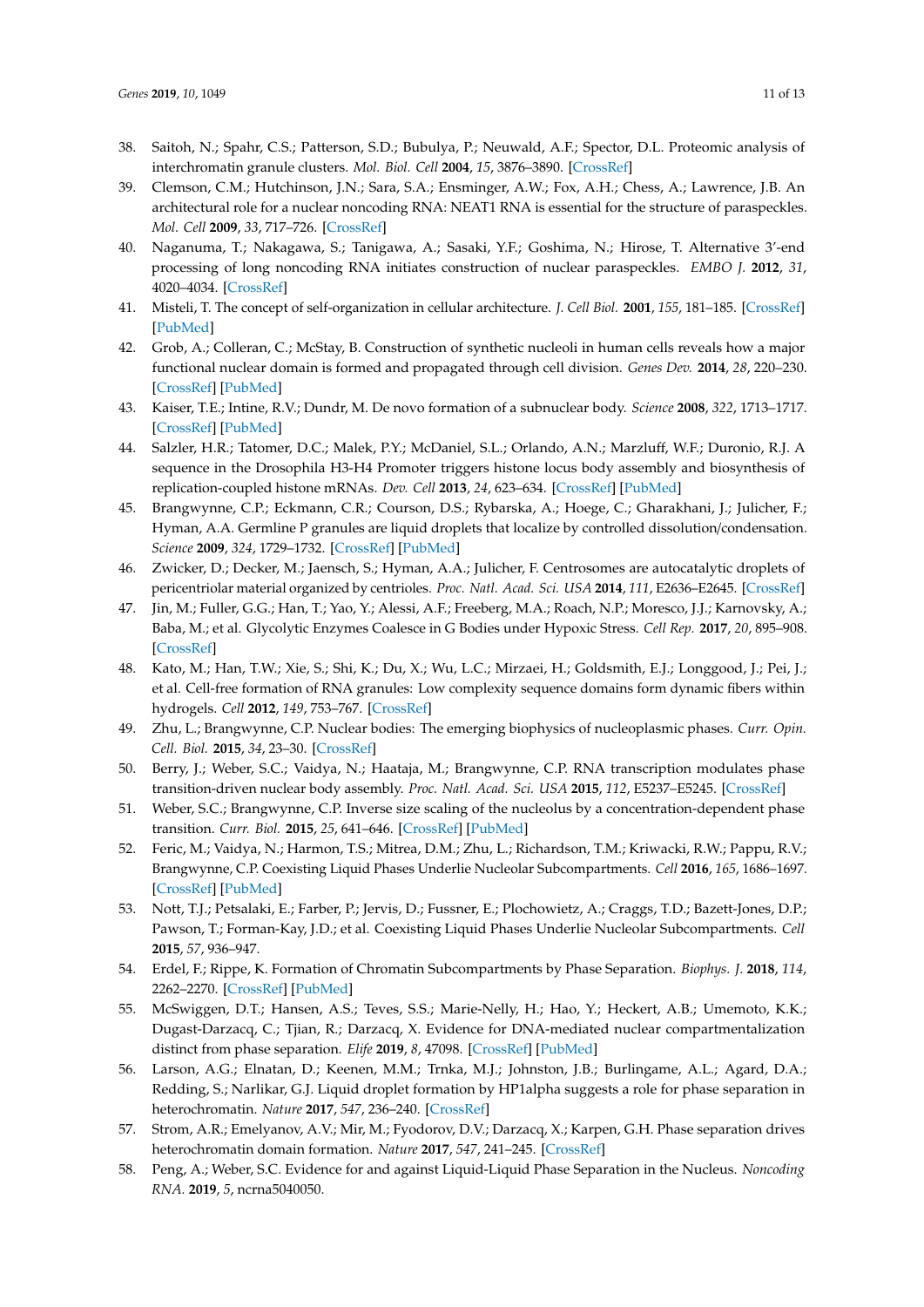38. Saitoh, N.; Spahr, C.S.; Patterson, S.D.; Bubulya, P.; Neuwald, A.F.; Spector, D.L. Proteomic analysis of interchromatin granule clusters. *Mol. Biol. Cell* **2004**, *15*, 3876–3890. [CrossRef]
39. Clemson, C.M.; Hutchinson, J.N.; Sara, S.A.; Ensminger, A.W.; Fox, A.H.; Chess, A.; Lawrence, J.B. An architectural role for a nuclear noncoding RNA: NEAT1 RNA is essential for the structure of paraspeckles. *Mol. Cell* **2009**, *33*, 717–726. [CrossRef]
40. Naganuma, T.; Nakagawa, S.; Tanigawa, A.; Sasaki, Y.F.; Goshima, N.; Hirose, T. Alternative 3′-end processing of long noncoding RNA initiates construction of nuclear paraspeckles. *EMBO J.* **2012**, *31*, 4020–4034. [CrossRef]
41. Misteli, T. The concept of self-organization in cellular architecture. *J. Cell Biol.* **2001**, *155*, 181–185. [CrossRef] [PubMed]
42. Grob, A.; Colleran, C.; McStay, B. Construction of synthetic nucleoli in human cells reveals how a major functional nuclear domain is formed and propagated through cell division. *Genes Dev.* **2014**, *28*, 220–230. [CrossRef] [PubMed]
43. Kaiser, T.E.; Intine, R.V.; Dundr, M. De novo formation of a subnuclear body. *Science* **2008**, *322*, 1713–1717. [CrossRef] [PubMed]
44. Salzler, H.R.; Tatomer, D.C.; Malek, P.Y.; McDaniel, S.L.; Orlando, A.N.; Marzluff, W.F.; Duronio, R.J. A sequence in the Drosophila H3-H4 Promoter triggers histone locus body assembly and biosynthesis of replication-coupled histone mRNAs. *Dev. Cell* **2013**, *24*, 623–634. [CrossRef] [PubMed]
45. Brangwynne, C.P.; Eckmann, C.R.; Courson, D.S.; Rybarska, A.; Hoege, C.; Gharakhani, J.; Julicher, F.; Hyman, A.A. Germline P granules are liquid droplets that localize by controlled dissolution/condensation. *Science* **2009**, *324*, 1729–1732. [CrossRef] [PubMed]
46. Zwicker, D.; Decker, M.; Jaensch, S.; Hyman, A.A.; Julicher, F. Centrosomes are autocatalytic droplets of pericentriolar material organized by centrioles. *Proc. Natl. Acad. Sci. USA* **2014**, *111*, E2636–E2645. [CrossRef]
47. Jin, M.; Fuller, G.G.; Han, T.; Yao, Y.; Alessi, A.F.; Freeberg, M.A.; Roach, N.P.; Moresco, J.J.; Karnovsky, A.; Baba, M.; et al. Glycolytic Enzymes Coalesce in G Bodies under Hypoxic Stress. *Cell Rep.* **2017**, *20*, 895–908. [CrossRef]
48. Kato, M.; Han, T.W.; Xie, S.; Shi, K.; Du, X.; Wu, L.C.; Mirzaei, H.; Goldsmith, E.J.; Longgood, J.; Pei, J.; et al. Cell-free formation of RNA granules: Low complexity sequence domains form dynamic fibers within hydrogels. *Cell* **2012**, *149*, 753–767. [CrossRef]
49. Zhu, L.; Brangwynne, C.P. Nuclear bodies: The emerging biophysics of nucleoplasmic phases. *Curr. Opin. Cell. Biol.* **2015**, *34*, 23–30. [CrossRef]
50. Berry, J.; Weber, S.C.; Vaidya, N.; Haataja, M.; Brangwynne, C.P. RNA transcription modulates phase transition-driven nuclear body assembly. *Proc. Natl. Acad. Sci. USA* **2015**, *112*, E5237–E5245. [CrossRef]
51. Weber, S.C.; Brangwynne, C.P. Inverse size scaling of the nucleolus by a concentration-dependent phase transition. *Curr. Biol.* **2015**, *25*, 641–646. [CrossRef] [PubMed]
52. Feric, M.; Vaidya, N.; Harmon, T.S.; Mitrea, D.M.; Zhu, L.; Richardson, T.M.; Kriwacki, R.W.; Pappu, R.V.; Brangwynne, C.P. Coexisting Liquid Phases Underlie Nucleolar Subcompartments. *Cell* **2016**, *165*, 1686–1697. [CrossRef] [PubMed]
53. Nott, T.J.; Petsalaki, E.; Farber, P.; Jervis, D.; Fussner, E.; Plochowietz, A.; Craggs, T.D.; Bazett-Jones, D.P.; Pawson, T.; Forman-Kay, J.D.; et al. Coexisting Liquid Phases Underlie Nucleolar Subcompartments. *Cell* **2015**, *57*, 936–947.
54. Erdel, F.; Rippe, K. Formation of Chromatin Subcompartments by Phase Separation. *Biophys. J.* **2018**, *114*, 2262–2270. [CrossRef] [PubMed]
55. McSwiggen, D.T.; Hansen, A.S.; Teves, S.S.; Marie-Nelly, H.; Hao, Y.; Heckert, A.B.; Umemoto, K.K.; Dugast-Darzacq, C.; Tjian, R.; Darzacq, X. Evidence for DNA-mediated nuclear compartmentalization distinct from phase separation. *Elife* **2019**, *8*, 47098. [CrossRef] [PubMed]
56. Larson, A.G.; Elnatan, D.; Keenen, M.M.; Trnka, M.J.; Johnston, J.B.; Burlingame, A.L.; Agard, D.A.; Redding, S.; Narlikar, G.J. Liquid droplet formation by HP1alpha suggests a role for phase separation in heterochromatin. *Nature* **2017**, *547*, 236–240. [CrossRef]
57. Strom, A.R.; Emelyanov, A.V.; Mir, M.; Fyodorov, D.V.; Darzacq, X.; Karpen, G.H. Phase separation drives heterochromatin domain formation. *Nature* **2017**, *547*, 241–245. [CrossRef]
58. Peng, A.; Weber, S.C. Evidence for and against Liquid-Liquid Phase Separation in the Nucleus. *Noncoding RNA.* **2019**, *5*, ncrna5040050.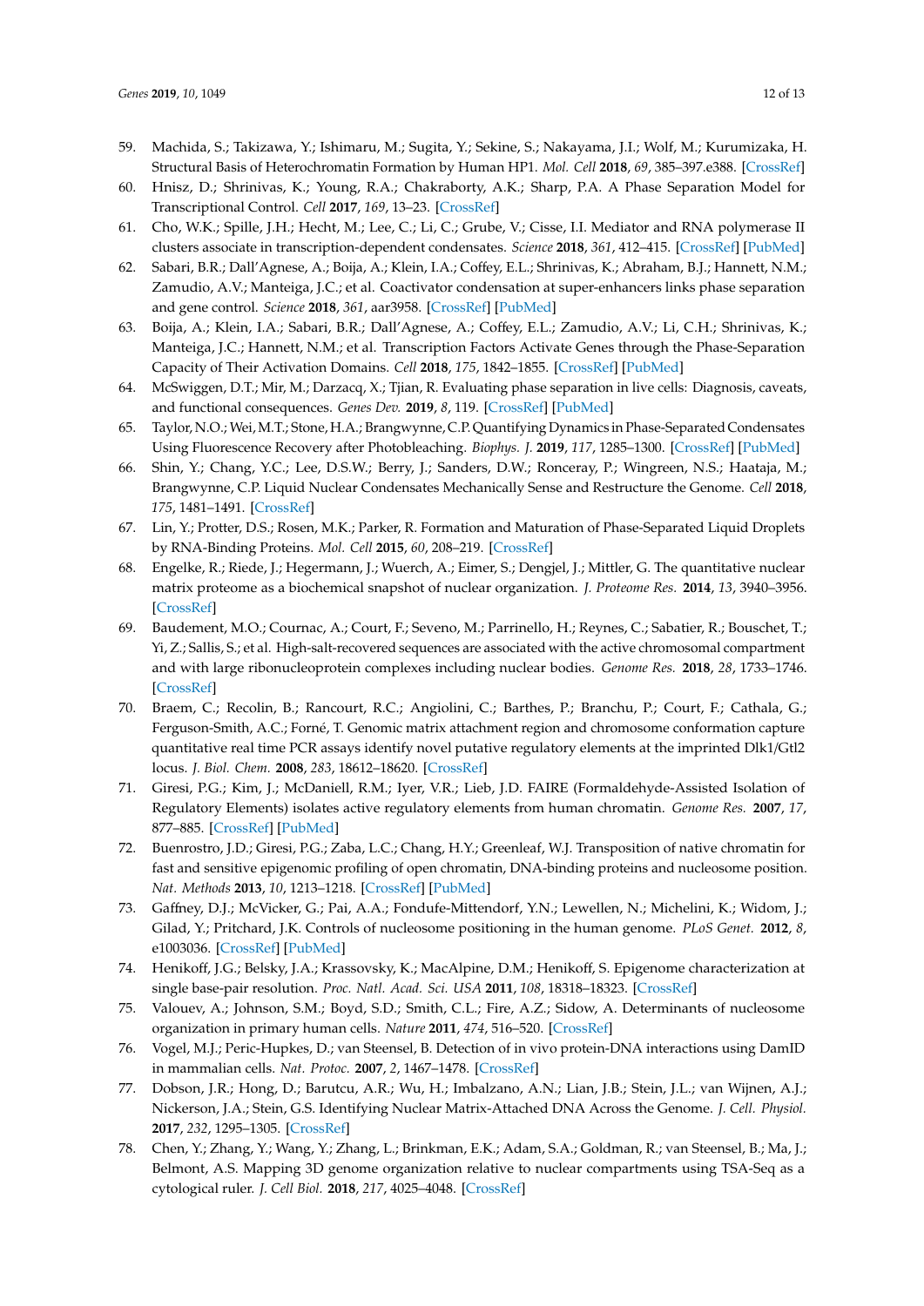59. Machida, S.; Takizawa, Y.; Ishimaru, M.; Sugita, Y.; Sekine, S.; Nakayama, J.I.; Wolf, M.; Kurumizaka, H. Structural Basis of Heterochromatin Formation by Human HP1. *Mol. Cell* **2018**, *69*, 385–397.e388. [CrossRef]
60. Hnisz, D.; Shrinivas, K.; Young, R.A.; Chakraborty, A.K.; Sharp, P.A. A Phase Separation Model for Transcriptional Control. *Cell* **2017**, *169*, 13–23. [CrossRef]
61. Cho, W.K.; Spille, J.H.; Hecht, M.; Lee, C.; Li, C.; Grube, V.; Cisse, I.I. Mediator and RNA polymerase II clusters associate in transcription-dependent condensates. *Science* **2018**, *361*, 412–415. [CrossRef] [PubMed]
62. Sabari, B.R.; Dall'Agnese, A.; Boija, A.; Klein, I.A.; Coffey, E.L.; Shrinivas, K.; Abraham, B.J.; Hannett, N.M.; Zamudio, A.V.; Manteiga, J.C.; et al. Coactivator condensation at super-enhancers links phase separation and gene control. *Science* **2018**, *361*, aar3958. [CrossRef] [PubMed]
63. Boija, A.; Klein, I.A.; Sabari, B.R.; Dall'Agnese, A.; Coffey, E.L.; Zamudio, A.V.; Li, C.H.; Shrinivas, K.; Manteiga, J.C.; Hannett, N.M.; et al. Transcription Factors Activate Genes through the Phase-Separation Capacity of Their Activation Domains. *Cell* **2018**, *175*, 1842–1855. [CrossRef] [PubMed]
64. McSwiggen, D.T.; Mir, M.; Darzacq, X.; Tjian, R. Evaluating phase separation in live cells: Diagnosis, caveats, and functional consequences. *Genes Dev.* **2019**, *8*, 119. [CrossRef] [PubMed]
65. Taylor, N.O.; Wei, M.T.; Stone, H.A.; Brangwynne, C.P. Quantifying Dynamics in Phase-Separated Condensates Using Fluorescence Recovery after Photobleaching. *Biophys. J.* **2019**, *117*, 1285–1300. [CrossRef] [PubMed]
66. Shin, Y.; Chang, Y.C.; Lee, D.S.W.; Berry, J.; Sanders, D.W.; Ronceray, P.; Wingreen, N.S.; Haataja, M.; Brangwynne, C.P. Liquid Nuclear Condensates Mechanically Sense and Restructure the Genome. *Cell* **2018**, *175*, 1481–1491. [CrossRef]
67. Lin, Y.; Protter, D.S.; Rosen, M.K.; Parker, R. Formation and Maturation of Phase-Separated Liquid Droplets by RNA-Binding Proteins. *Mol. Cell* **2015**, *60*, 208–219. [CrossRef]
68. Engelke, R.; Riede, J.; Hegermann, J.; Wuerch, A.; Eimer, S.; Dengjel, J.; Mittler, G. The quantitative nuclear matrix proteome as a biochemical snapshot of nuclear organization. *J. Proteome Res.* **2014**, *13*, 3940–3956. [CrossRef]
69. Baudement, M.O.; Cournac, A.; Court, F.; Seveno, M.; Parrinello, H.; Reynes, C.; Sabatier, R.; Bouschet, T.; Yi, Z.; Sallis, S.; et al. High-salt-recovered sequences are associated with the active chromosomal compartment and with large ribonucleoprotein complexes including nuclear bodies. *Genome Res.* **2018**, *28*, 1733–1746. [CrossRef]
70. Braem, C.; Recolin, B.; Rancourt, R.C.; Angiolini, C.; Barthes, P.; Branchu, P.; Court, F.; Cathala, G.; Ferguson-Smith, A.C.; Forné, T. Genomic matrix attachment region and chromosome conformation capture quantitative real time PCR assays identify novel putative regulatory elements at the imprinted Dlk1/Gtl2 locus. *J. Biol. Chem.* **2008**, *283*, 18612–18620. [CrossRef]
71. Giresi, P.G.; Kim, J.; McDaniell, R.M.; Iyer, V.R.; Lieb, J.D. FAIRE (Formaldehyde-Assisted Isolation of Regulatory Elements) isolates active regulatory elements from human chromatin. *Genome Res.* **2007**, *17*, 877–885. [CrossRef] [PubMed]
72. Buenrostro, J.D.; Giresi, P.G.; Zaba, L.C.; Chang, H.Y.; Greenleaf, W.J. Transposition of native chromatin for fast and sensitive epigenomic profiling of open chromatin, DNA-binding proteins and nucleosome position. *Nat. Methods* **2013**, *10*, 1213–1218. [CrossRef] [PubMed]
73. Gaffney, D.J.; McVicker, G.; Pai, A.A.; Fondufe-Mittendorf, Y.N.; Lewellen, N.; Michelini, K.; Widom, J.; Gilad, Y.; Pritchard, J.K. Controls of nucleosome positioning in the human genome. *PLoS Genet.* **2012**, *8*, e1003036. [CrossRef] [PubMed]
74. Henikoff, J.G.; Belsky, J.A.; Krassovsky, K.; MacAlpine, D.M.; Henikoff, S. Epigenome characterization at single base-pair resolution. *Proc. Natl. Acad. Sci. USA* **2011**, *108*, 18318–18323. [CrossRef]
75. Valouev, A.; Johnson, S.M.; Boyd, S.D.; Smith, C.L.; Fire, A.Z.; Sidow, A. Determinants of nucleosome organization in primary human cells. *Nature* **2011**, *474*, 516–520. [CrossRef]
76. Vogel, M.J.; Peric-Hupkes, D.; van Steensel, B. Detection of in vivo protein-DNA interactions using DamID in mammalian cells. *Nat. Protoc.* **2007**, *2*, 1467–1478. [CrossRef]
77. Dobson, J.R.; Hong, D.; Barutcu, A.R.; Wu, H.; Imbalzano, A.N.; Lian, J.B.; Stein, J.L.; van Wijnen, A.J.; Nickerson, J.A.; Stein, G.S. Identifying Nuclear Matrix-Attached DNA Across the Genome. *J. Cell. Physiol.* **2017**, *232*, 1295–1305. [CrossRef]
78. Chen, Y.; Zhang, Y.; Wang, Y.; Zhang, L.; Brinkman, E.K.; Adam, S.A.; Goldman, R.; van Steensel, B.; Ma, J.; Belmont, A.S. Mapping 3D genome organization relative to nuclear compartments using TSA-Seq as a cytological ruler. *J. Cell Biol.* **2018**, *217*, 4025–4048. [CrossRef]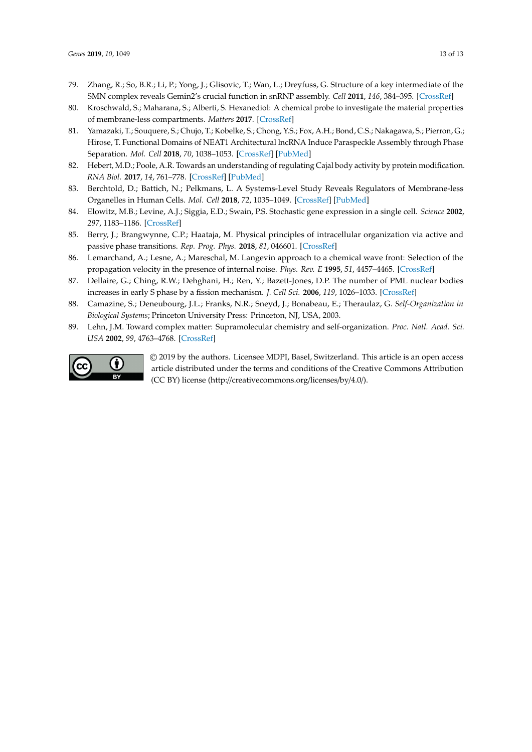79. Zhang, R.; So, B.R.; Li, P.; Yong, J.; Glisovic, T.; Wan, L.; Dreyfuss, G. Structure of a key intermediate of the SMN complex reveals Gemin2's crucial function in snRNP assembly. *Cell* **2011**, *146*, 384–395. [CrossRef]
80. Kroschwald, S.; Maharana, S.; Alberti, S. Hexanediol: A chemical probe to investigate the material properties of membrane-less compartments. *Matters* **2017**. [CrossRef]
81. Yamazaki, T.; Souquere, S.; Chujo, T.; Kobelke, S.; Chong, Y.S.; Fox, A.H.; Bond, C.S.; Nakagawa, S.; Pierron, G.; Hirose, T. Functional Domains of NEAT1 Architectural lncRNA Induce Paraspeckle Assembly through Phase Separation. *Mol. Cell* **2018**, *70*, 1038–1053. [CrossRef] [PubMed]
82. Hebert, M.D.; Poole, A.R. Towards an understanding of regulating Cajal body activity by protein modification. *RNA Biol.* **2017**, *14*, 761–778. [CrossRef] [PubMed]
83. Berchtold, D.; Battich, N.; Pelkmans, L. A Systems-Level Study Reveals Regulators of Membrane-less Organelles in Human Cells. *Mol. Cell* **2018**, *72*, 1035–1049. [CrossRef] [PubMed]
84. Elowitz, M.B.; Levine, A.J.; Siggia, E.D.; Swain, P.S. Stochastic gene expression in a single cell. *Science* **2002**, *297*, 1183–1186. [CrossRef]
85. Berry, J.; Brangwynne, C.P.; Haataja, M. Physical principles of intracellular organization via active and passive phase transitions. *Rep. Prog. Phys.* **2018**, *81*, 046601. [CrossRef]
86. Lemarchand, A.; Lesne, A.; Mareschal, M. Langevin approach to a chemical wave front: Selection of the propagation velocity in the presence of internal noise. *Phys. Rev. E* **1995**, *51*, 4457–4465. [CrossRef]
87. Dellaire, G.; Ching, R.W.; Dehghani, H.; Ren, Y.; Bazett-Jones, D.P. The number of PML nuclear bodies increases in early S phase by a fission mechanism. *J. Cell Sci.* **2006**, *119*, 1026–1033. [CrossRef]
88. Camazine, S.; Deneubourg, J.L.; Franks, N.R.; Sneyd, J.; Bonabeau, E.; Theraulaz, G. *Self-Organization in Biological Systems*; Princeton University Press: Princeton, NJ, USA, 2003.
89. Lehn, J.M. Toward complex matter: Supramolecular chemistry and self-organization. *Proc. Natl. Acad. Sci. USA* **2002**, *99*, 4763–4768. [CrossRef]

© 2019 by the authors. Licensee MDPI, Basel, Switzerland. This article is an open access article distributed under the terms and conditions of the Creative Commons Attribution (CC BY) license (http://creativecommons.org/licenses/by/4.0/).